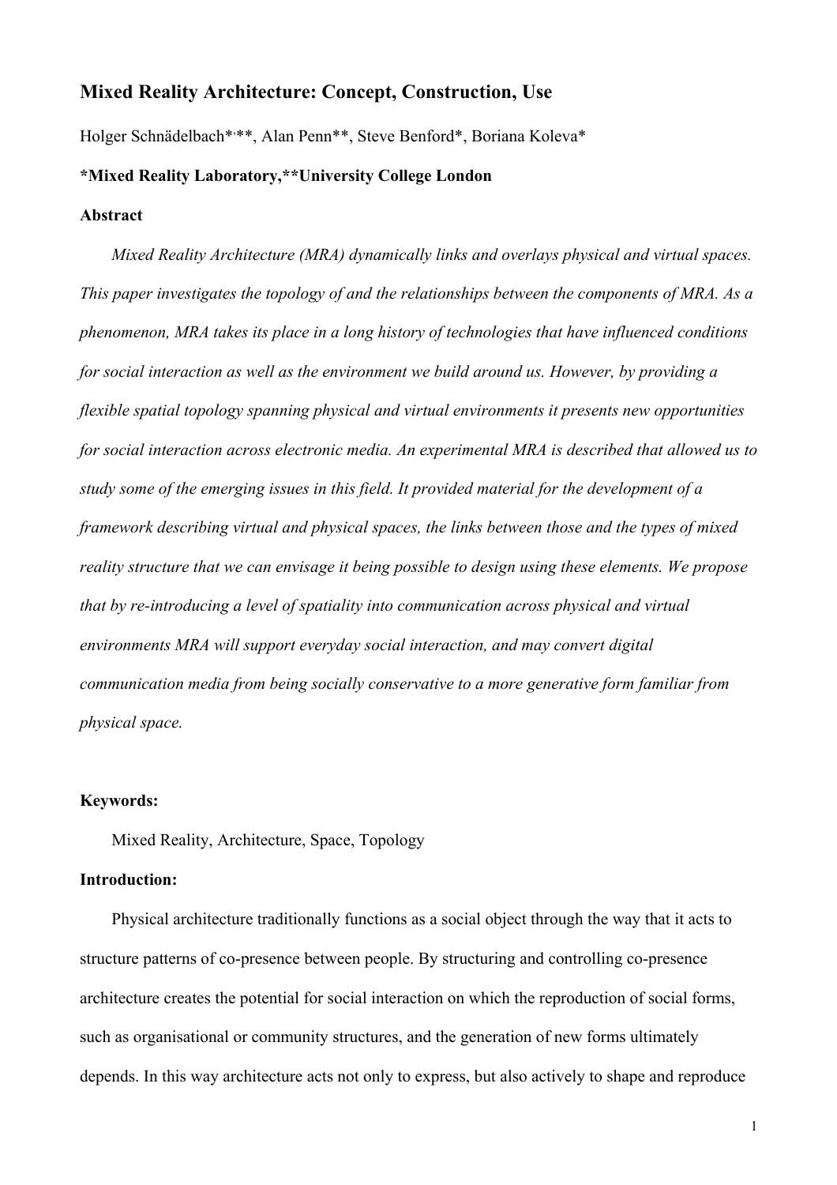# Mixed Reality Architecture: Concept, Construction, Use

Holger Schnädelbach*,**, Alan Penn**, Steve Benford*, Boriana Koleva*

**\*Mixed Reality Laboratory,\*\*University College London**

### Abstract

*Mixed Reality Architecture (MRA) dynamically links and overlays physical and virtual spaces. This paper investigates the topology of and the relationships between the components of MRA. As a phenomenon, MRA takes its place in a long history of technologies that have influenced conditions for social interaction as well as the environment we build around us. However, by providing a flexible spatial topology spanning physical and virtual environments it presents new opportunities for social interaction across electronic media. An experimental MRA is described that allowed us to study some of the emerging issues in this field. It provided material for the development of a framework describing virtual and physical spaces, the links between those and the types of mixed reality structure that we can envisage it being possible to design using these elements. We propose that by re-introducing a level of spatiality into communication across physical and virtual environments MRA will support everyday social interaction, and may convert digital communication media from being socially conservative to a more generative form familiar from physical space.*

**Keywords:**

Mixed Reality, Architecture, Space, Topology

### Introduction:

Physical architecture traditionally functions as a social object through the way that it acts to structure patterns of co-presence between people. By structuring and controlling co-presence architecture creates the potential for social interaction on which the reproduction of social forms, such as organisational or community structures, and the generation of new forms ultimately depends. In this way architecture acts not only to express, but also actively to shape and reproduce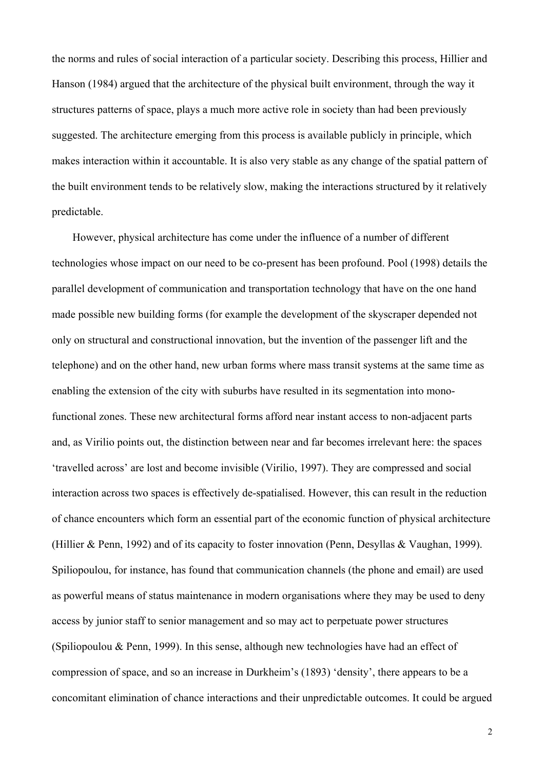the norms and rules of social interaction of a particular society. Describing this process, Hillier and Hanson (1984) argued that the architecture of the physical built environment, through the way it structures patterns of space, plays a much more active role in society than had been previously suggested. The architecture emerging from this process is available publicly in principle, which makes interaction within it accountable. It is also very stable as any change of the spatial pattern of the built environment tends to be relatively slow, making the interactions structured by it relatively predictable.

However, physical architecture has come under the influence of a number of different technologies whose impact on our need to be co-present has been profound. Pool (1998) details the parallel development of communication and transportation technology that have on the one hand made possible new building forms (for example the development of the skyscraper depended not only on structural and constructional innovation, but the invention of the passenger lift and the telephone) and on the other hand, new urban forms where mass transit systems at the same time as enabling the extension of the city with suburbs have resulted in its segmentation into mono-functional zones. These new architectural forms afford near instant access to non-adjacent parts and, as Virilio points out, the distinction between near and far becomes irrelevant here: the spaces 'travelled across' are lost and become invisible (Virilio, 1997). They are compressed and social interaction across two spaces is effectively de-spatialised. However, this can result in the reduction of chance encounters which form an essential part of the economic function of physical architecture (Hillier & Penn, 1992) and of its capacity to foster innovation (Penn, Desyllas & Vaughan, 1999). Spiliopoulou, for instance, has found that communication channels (the phone and email) are used as powerful means of status maintenance in modern organisations where they may be used to deny access by junior staff to senior management and so may act to perpetuate power structures (Spiliopoulou & Penn, 1999). In this sense, although new technologies have had an effect of compression of space, and so an increase in Durkheim's (1893) 'density', there appears to be a concomitant elimination of chance interactions and their unpredictable outcomes. It could be argued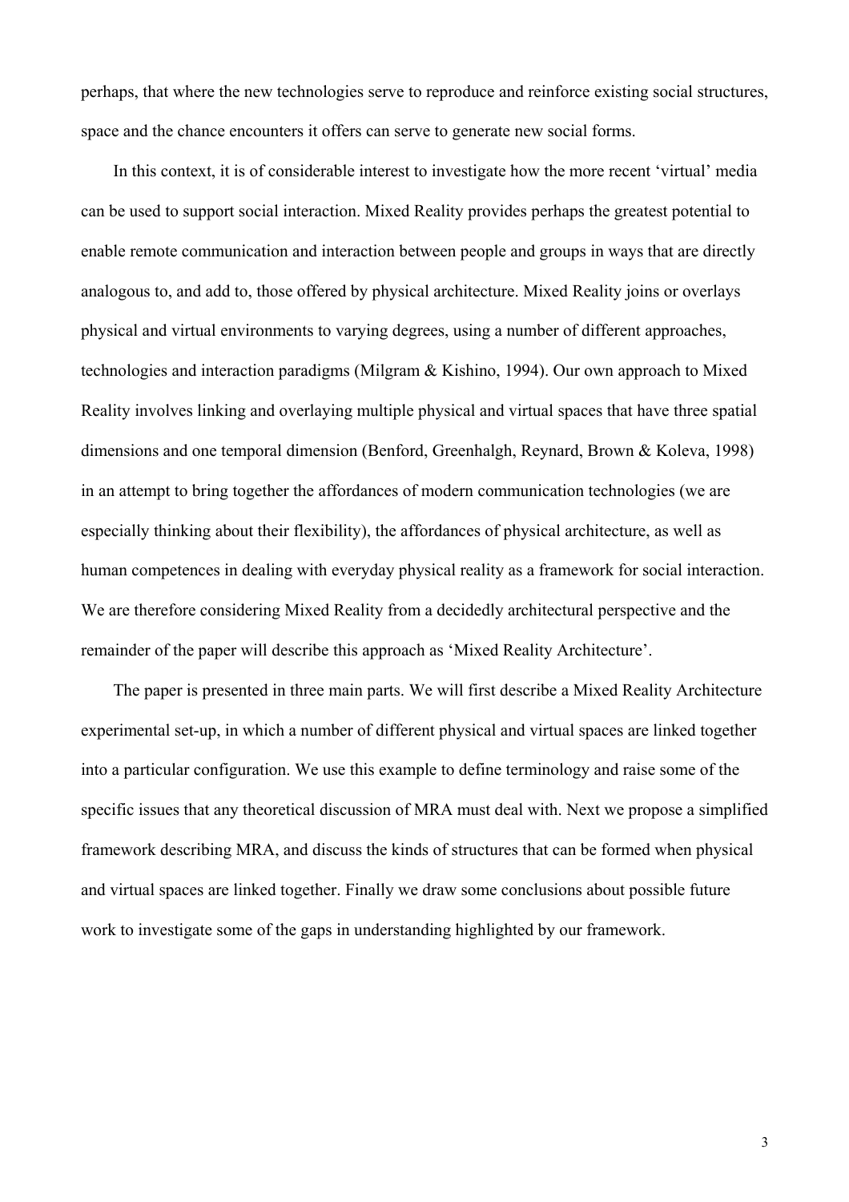perhaps, that where the new technologies serve to reproduce and reinforce existing social structures, space and the chance encounters it offers can serve to generate new social forms.

In this context, it is of considerable interest to investigate how the more recent 'virtual' media can be used to support social interaction. Mixed Reality provides perhaps the greatest potential to enable remote communication and interaction between people and groups in ways that are directly analogous to, and add to, those offered by physical architecture. Mixed Reality joins or overlays physical and virtual environments to varying degrees, using a number of different approaches, technologies and interaction paradigms (Milgram & Kishino, 1994). Our own approach to Mixed Reality involves linking and overlaying multiple physical and virtual spaces that have three spatial dimensions and one temporal dimension (Benford, Greenhalgh, Reynard, Brown & Koleva, 1998) in an attempt to bring together the affordances of modern communication technologies (we are especially thinking about their flexibility), the affordances of physical architecture, as well as human competences in dealing with everyday physical reality as a framework for social interaction. We are therefore considering Mixed Reality from a decidedly architectural perspective and the remainder of the paper will describe this approach as 'Mixed Reality Architecture'.

The paper is presented in three main parts. We will first describe a Mixed Reality Architecture experimental set-up, in which a number of different physical and virtual spaces are linked together into a particular configuration. We use this example to define terminology and raise some of the specific issues that any theoretical discussion of MRA must deal with. Next we propose a simplified framework describing MRA, and discuss the kinds of structures that can be formed when physical and virtual spaces are linked together. Finally we draw some conclusions about possible future work to investigate some of the gaps in understanding highlighted by our framework.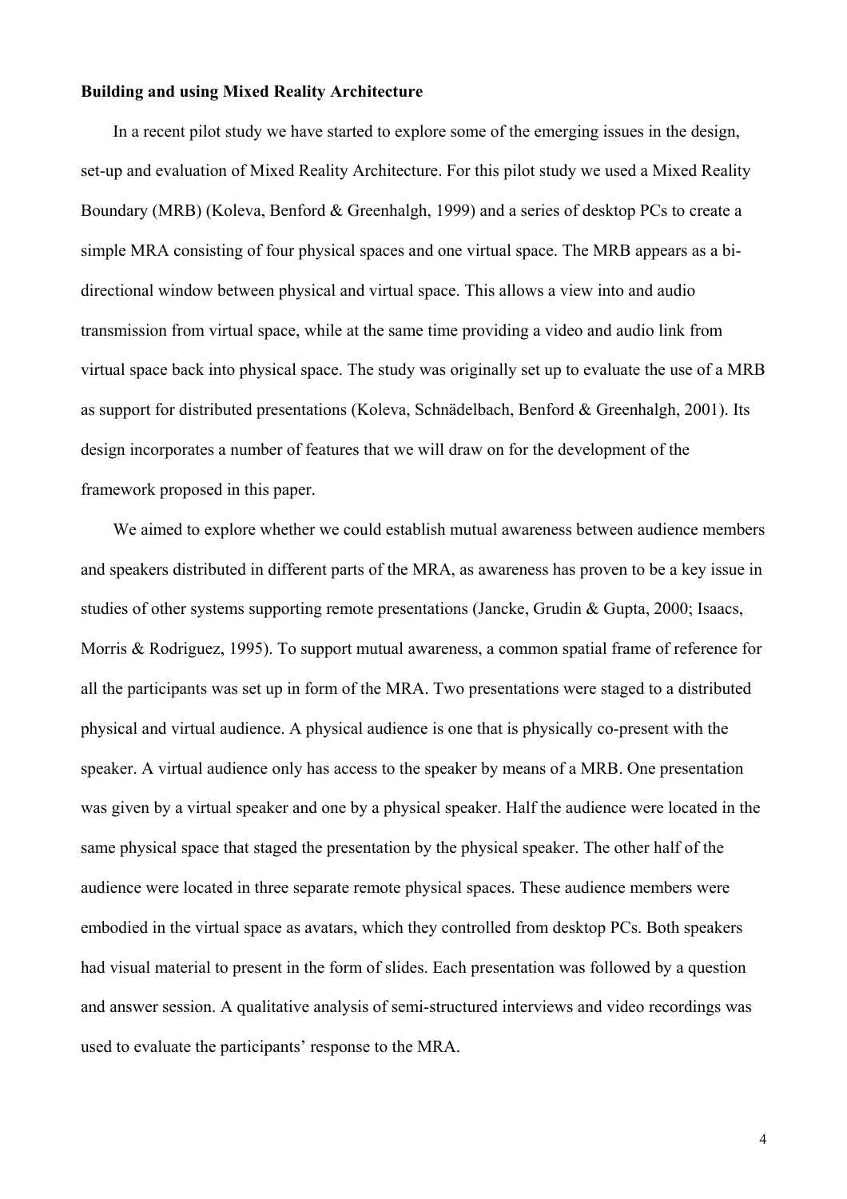**Building and using Mixed Reality Architecture**

In a recent pilot study we have started to explore some of the emerging issues in the design, set-up and evaluation of Mixed Reality Architecture. For this pilot study we used a Mixed Reality Boundary (MRB) (Koleva, Benford & Greenhalgh, 1999) and a series of desktop PCs to create a simple MRA consisting of four physical spaces and one virtual space. The MRB appears as a bi-directional window between physical and virtual space. This allows a view into and audio transmission from virtual space, while at the same time providing a video and audio link from virtual space back into physical space. The study was originally set up to evaluate the use of a MRB as support for distributed presentations (Koleva, Schnädelbach, Benford & Greenhalgh, 2001). Its design incorporates a number of features that we will draw on for the development of the framework proposed in this paper.

We aimed to explore whether we could establish mutual awareness between audience members and speakers distributed in different parts of the MRA, as awareness has proven to be a key issue in studies of other systems supporting remote presentations (Jancke, Grudin & Gupta, 2000; Isaacs, Morris & Rodriguez, 1995). To support mutual awareness, a common spatial frame of reference for all the participants was set up in form of the MRA. Two presentations were staged to a distributed physical and virtual audience. A physical audience is one that is physically co-present with the speaker. A virtual audience only has access to the speaker by means of a MRB. One presentation was given by a virtual speaker and one by a physical speaker. Half the audience were located in the same physical space that staged the presentation by the physical speaker. The other half of the audience were located in three separate remote physical spaces. These audience members were embodied in the virtual space as avatars, which they controlled from desktop PCs. Both speakers had visual material to present in the form of slides. Each presentation was followed by a question and answer session. A qualitative analysis of semi-structured interviews and video recordings was used to evaluate the participants' response to the MRA.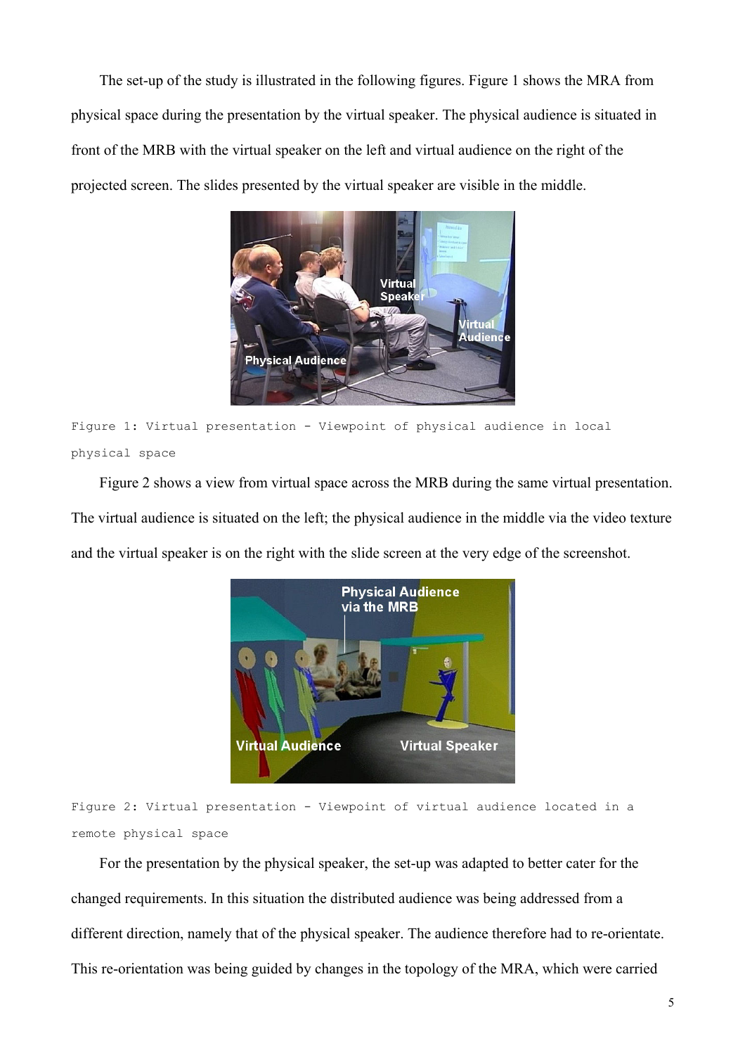The set-up of the study is illustrated in the following figures. Figure 1 shows the MRA from physical space during the presentation by the virtual speaker. The physical audience is situated in front of the MRB with the virtual speaker on the left and virtual audience on the right of the projected screen. The slides presented by the virtual speaker are visible in the middle.

Figure 1: Virtual presentation - Viewpoint of physical audience in local physical space

Figure 2 shows a view from virtual space across the MRB during the same virtual presentation. The virtual audience is situated on the left; the physical audience in the middle via the video texture and the virtual speaker is on the right with the slide screen at the very edge of the screenshot.

Figure 2: Virtual presentation - Viewpoint of virtual audience located in a remote physical space

For the presentation by the physical speaker, the set-up was adapted to better cater for the changed requirements. In this situation the distributed audience was being addressed from a different direction, namely that of the physical speaker. The audience therefore had to re-orientate. This re-orientation was being guided by changes in the topology of the MRA, which were carried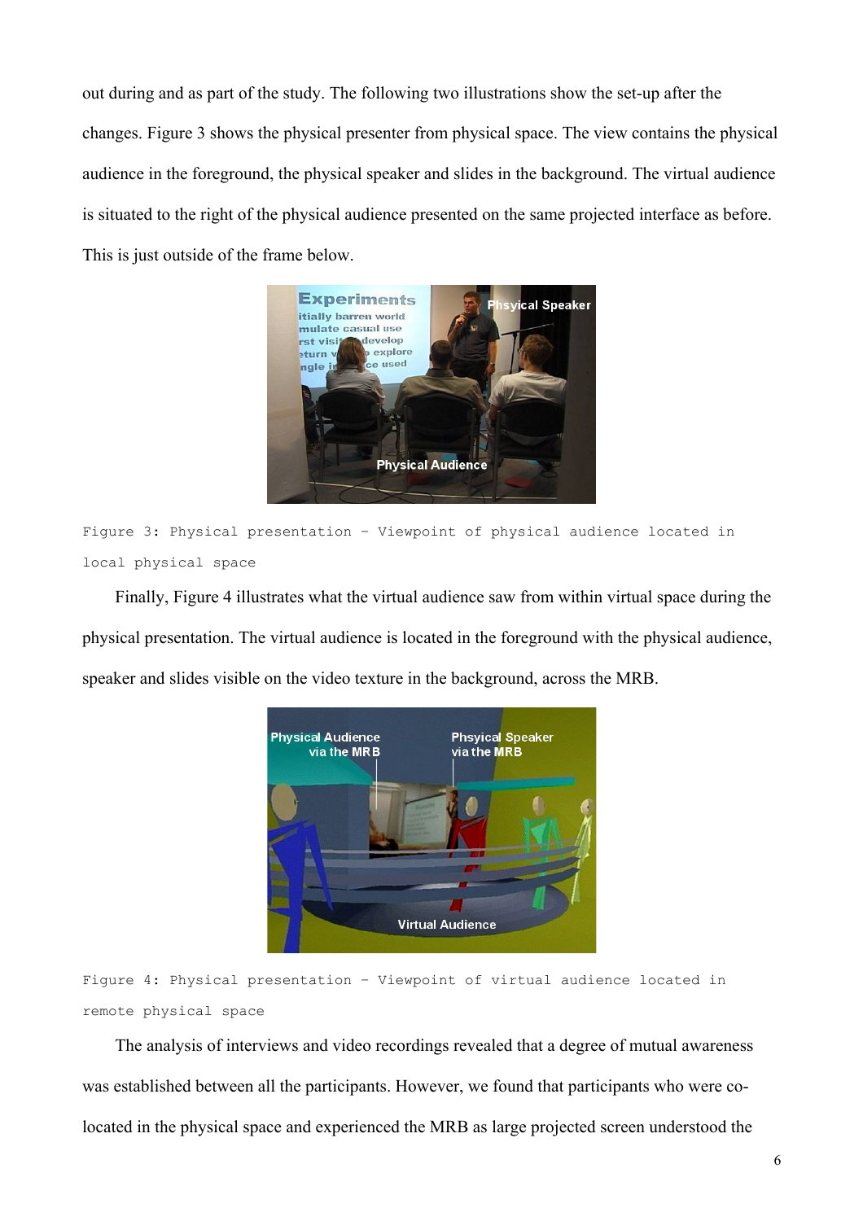out during and as part of the study. The following two illustrations show the set-up after the changes. Figure 3 shows the physical presenter from physical space. The view contains the physical audience in the foreground, the physical speaker and slides in the background. The virtual audience is situated to the right of the physical audience presented on the same projected interface as before. This is just outside of the frame below.

Figure 3: Physical presentation – Viewpoint of physical audience located in local physical space

Finally, Figure 4 illustrates what the virtual audience saw from within virtual space during the physical presentation. The virtual audience is located in the foreground with the physical audience, speaker and slides visible on the video texture in the background, across the MRB.

Figure 4: Physical presentation – Viewpoint of virtual audience located in remote physical space

The analysis of interviews and video recordings revealed that a degree of mutual awareness was established between all the participants. However, we found that participants who were co-located in the physical space and experienced the MRB as large projected screen understood the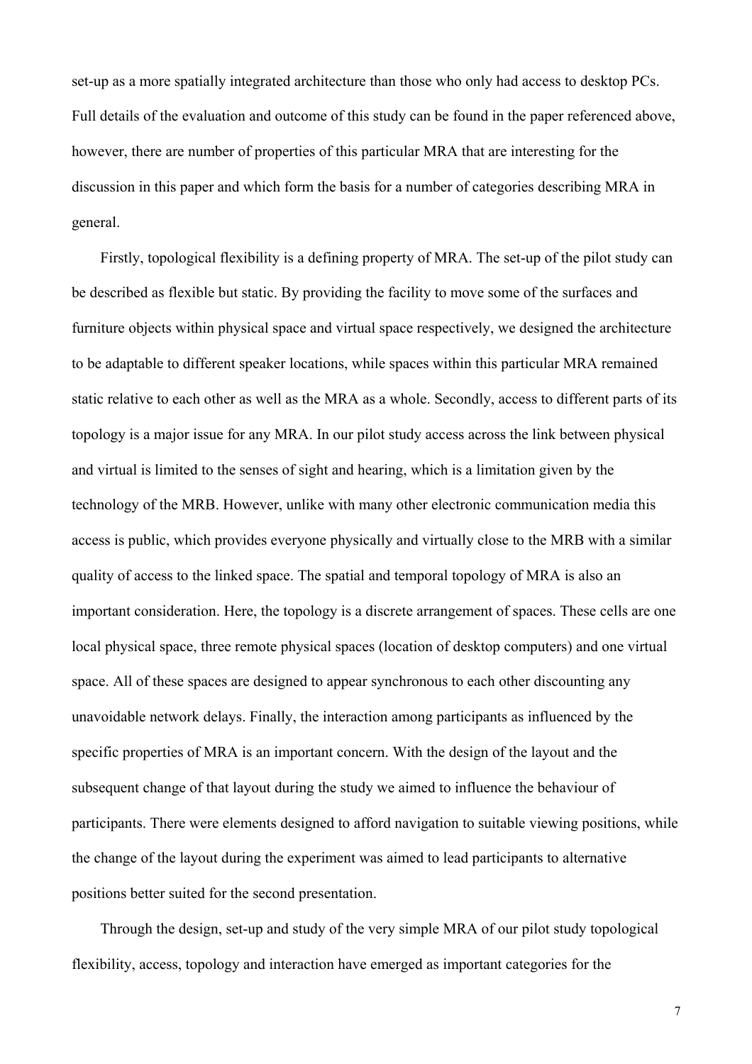set-up as a more spatially integrated architecture than those who only had access to desktop PCs. Full details of the evaluation and outcome of this study can be found in the paper referenced above, however, there are number of properties of this particular MRA that are interesting for the discussion in this paper and which form the basis for a number of categories describing MRA in general.

Firstly, topological flexibility is a defining property of MRA. The set-up of the pilot study can be described as flexible but static. By providing the facility to move some of the surfaces and furniture objects within physical space and virtual space respectively, we designed the architecture to be adaptable to different speaker locations, while spaces within this particular MRA remained static relative to each other as well as the MRA as a whole. Secondly, access to different parts of its topology is a major issue for any MRA. In our pilot study access across the link between physical and virtual is limited to the senses of sight and hearing, which is a limitation given by the technology of the MRB. However, unlike with many other electronic communication media this access is public, which provides everyone physically and virtually close to the MRB with a similar quality of access to the linked space. The spatial and temporal topology of MRA is also an important consideration. Here, the topology is a discrete arrangement of spaces. These cells are one local physical space, three remote physical spaces (location of desktop computers) and one virtual space. All of these spaces are designed to appear synchronous to each other discounting any unavoidable network delays. Finally, the interaction among participants as influenced by the specific properties of MRA is an important concern. With the design of the layout and the subsequent change of that layout during the study we aimed to influence the behaviour of participants. There were elements designed to afford navigation to suitable viewing positions, while the change of the layout during the experiment was aimed to lead participants to alternative positions better suited for the second presentation.

Through the design, set-up and study of the very simple MRA of our pilot study topological flexibility, access, topology and interaction have emerged as important categories for the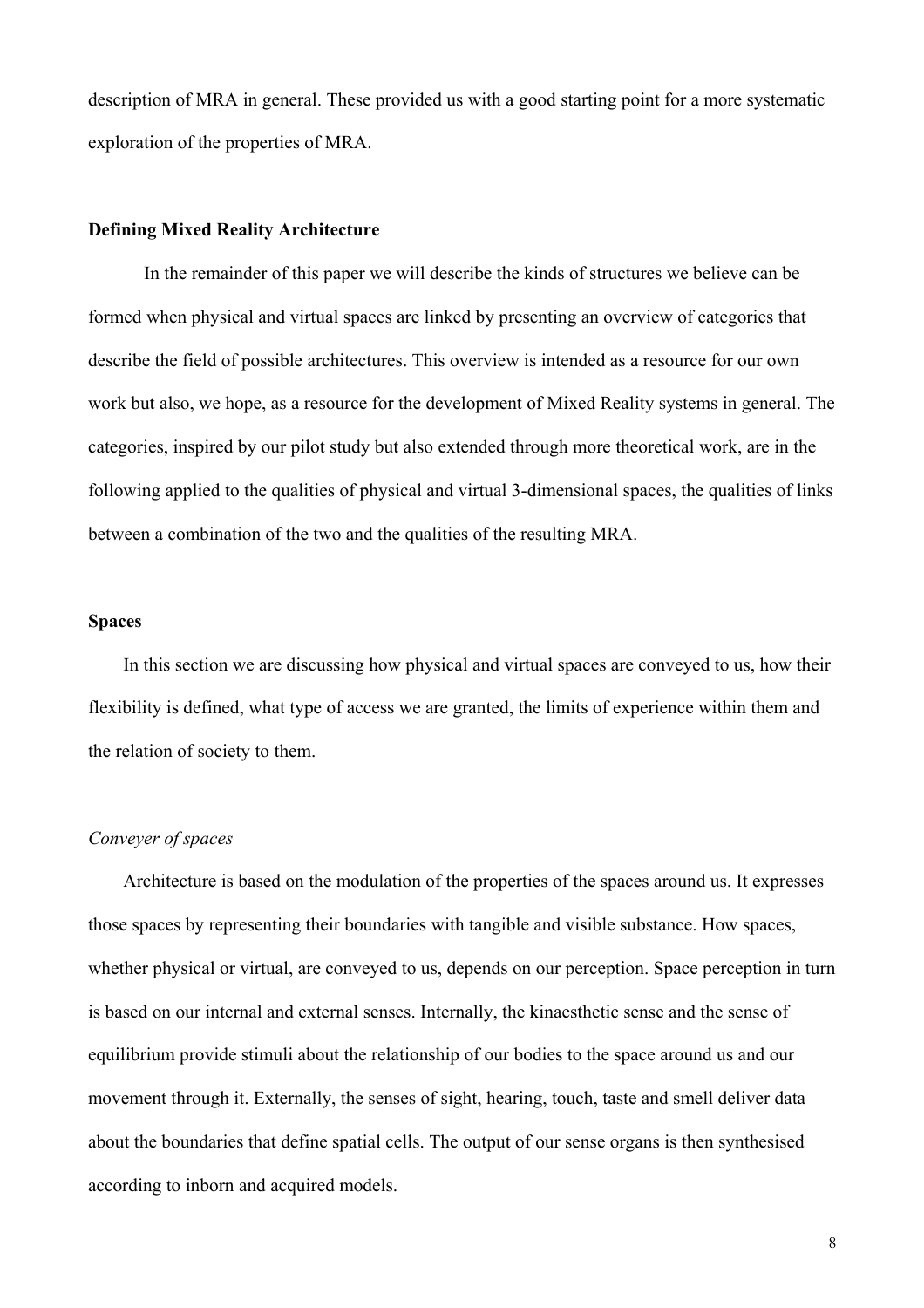description of MRA in general. These provided us with a good starting point for a more systematic exploration of the properties of MRA.

## Defining Mixed Reality Architecture

In the remainder of this paper we will describe the kinds of structures we believe can be formed when physical and virtual spaces are linked by presenting an overview of categories that describe the field of possible architectures. This overview is intended as a resource for our own work but also, we hope, as a resource for the development of Mixed Reality systems in general. The categories, inspired by our pilot study but also extended through more theoretical work, are in the following applied to the qualities of physical and virtual 3-dimensional spaces, the qualities of links between a combination of the two and the qualities of the resulting MRA.

## Spaces

In this section we are discussing how physical and virtual spaces are conveyed to us, how their flexibility is defined, what type of access we are granted, the limits of experience within them and the relation of society to them.

### *Conveyer of spaces*

Architecture is based on the modulation of the properties of the spaces around us. It expresses those spaces by representing their boundaries with tangible and visible substance. How spaces, whether physical or virtual, are conveyed to us, depends on our perception. Space perception in turn is based on our internal and external senses. Internally, the kinaesthetic sense and the sense of equilibrium provide stimuli about the relationship of our bodies to the space around us and our movement through it. Externally, the senses of sight, hearing, touch, taste and smell deliver data about the boundaries that define spatial cells. The output of our sense organs is then synthesised according to inborn and acquired models.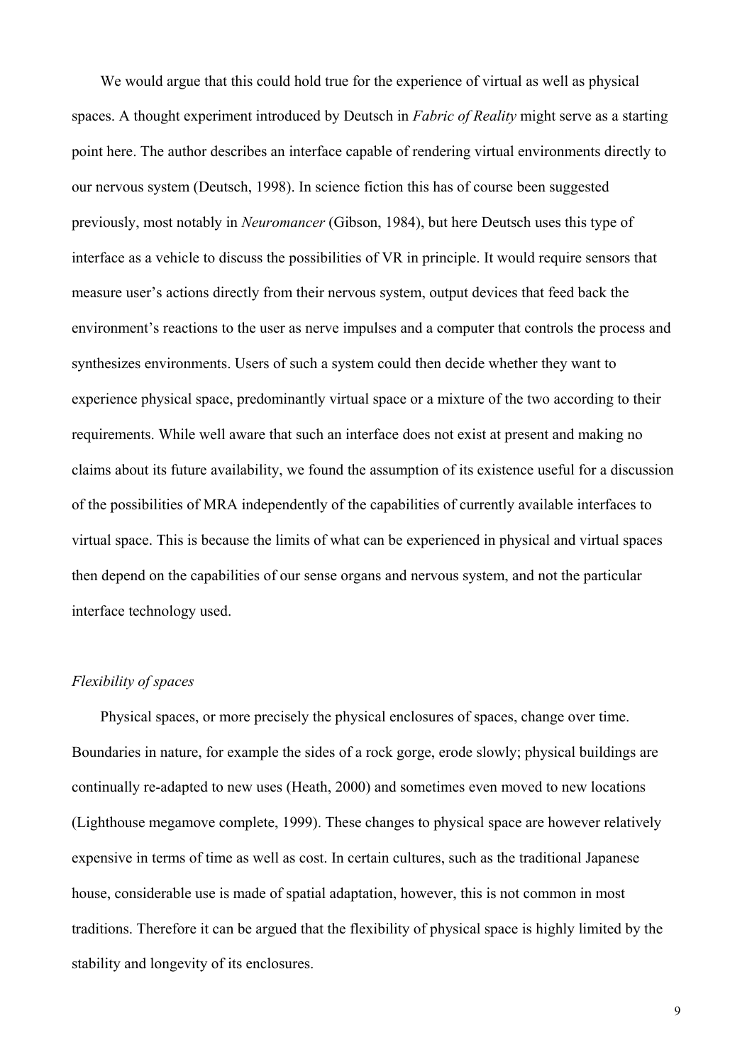We would argue that this could hold true for the experience of virtual as well as physical spaces. A thought experiment introduced by Deutsch in *Fabric of Reality* might serve as a starting point here. The author describes an interface capable of rendering virtual environments directly to our nervous system (Deutsch, 1998). In science fiction this has of course been suggested previously, most notably in *Neuromancer* (Gibson, 1984), but here Deutsch uses this type of interface as a vehicle to discuss the possibilities of VR in principle. It would require sensors that measure user's actions directly from their nervous system, output devices that feed back the environment's reactions to the user as nerve impulses and a computer that controls the process and synthesizes environments. Users of such a system could then decide whether they want to experience physical space, predominantly virtual space or a mixture of the two according to their requirements. While well aware that such an interface does not exist at present and making no claims about its future availability, we found the assumption of its existence useful for a discussion of the possibilities of MRA independently of the capabilities of currently available interfaces to virtual space. This is because the limits of what can be experienced in physical and virtual spaces then depend on the capabilities of our sense organs and nervous system, and not the particular interface technology used.

*Flexibility of spaces*

Physical spaces, or more precisely the physical enclosures of spaces, change over time. Boundaries in nature, for example the sides of a rock gorge, erode slowly; physical buildings are continually re-adapted to new uses (Heath, 2000) and sometimes even moved to new locations (Lighthouse megamove complete, 1999). These changes to physical space are however relatively expensive in terms of time as well as cost. In certain cultures, such as the traditional Japanese house, considerable use is made of spatial adaptation, however, this is not common in most traditions. Therefore it can be argued that the flexibility of physical space is highly limited by the stability and longevity of its enclosures.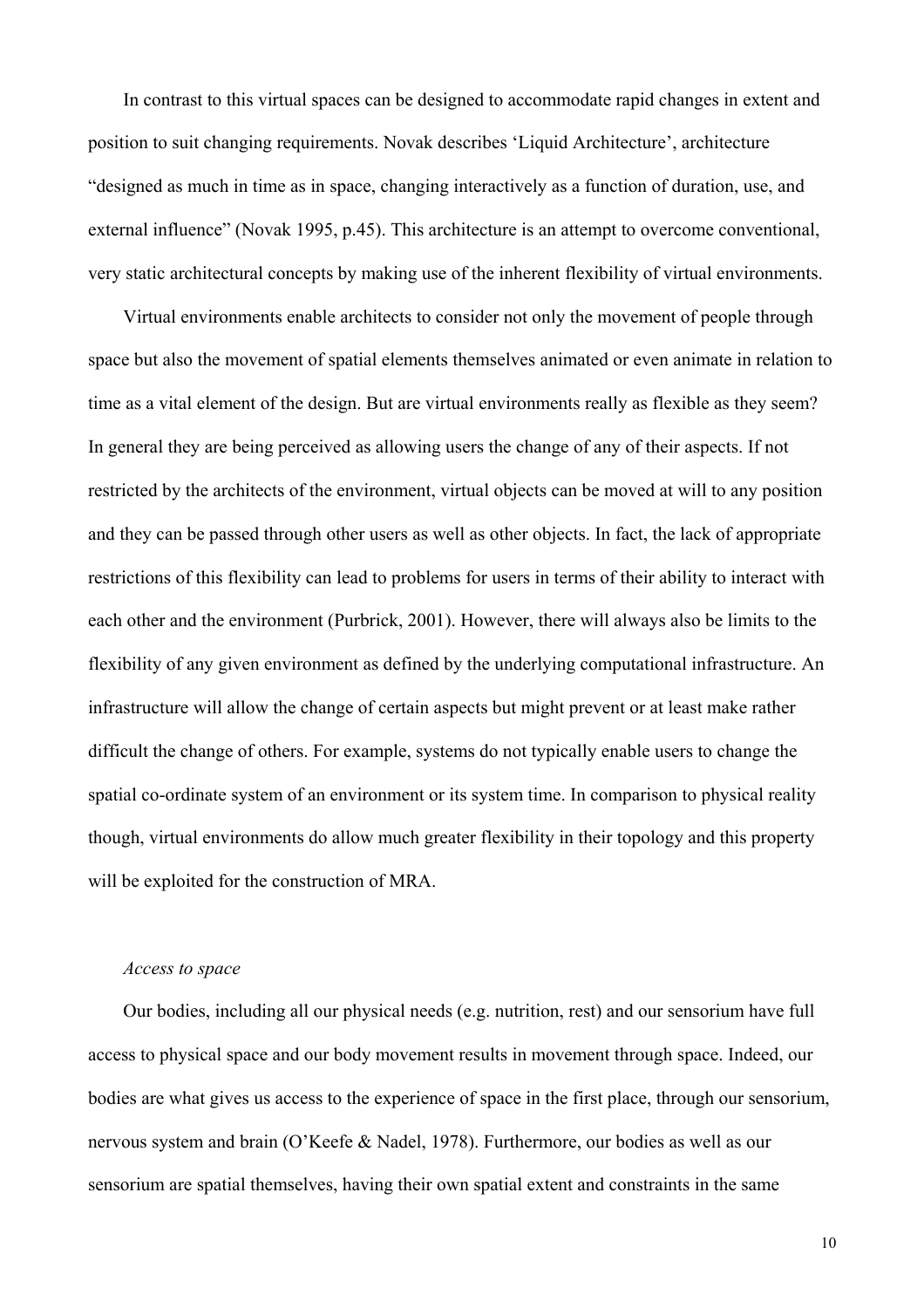In contrast to this virtual spaces can be designed to accommodate rapid changes in extent and position to suit changing requirements. Novak describes 'Liquid Architecture', architecture "designed as much in time as in space, changing interactively as a function of duration, use, and external influence" (Novak 1995, p.45). This architecture is an attempt to overcome conventional, very static architectural concepts by making use of the inherent flexibility of virtual environments.

Virtual environments enable architects to consider not only the movement of people through space but also the movement of spatial elements themselves animated or even animate in relation to time as a vital element of the design. But are virtual environments really as flexible as they seem? In general they are being perceived as allowing users the change of any of their aspects. If not restricted by the architects of the environment, virtual objects can be moved at will to any position and they can be passed through other users as well as other objects. In fact, the lack of appropriate restrictions of this flexibility can lead to problems for users in terms of their ability to interact with each other and the environment (Purbrick, 2001). However, there will always also be limits to the flexibility of any given environment as defined by the underlying computational infrastructure. An infrastructure will allow the change of certain aspects but might prevent or at least make rather difficult the change of others. For example, systems do not typically enable users to change the spatial co-ordinate system of an environment or its system time. In comparison to physical reality though, virtual environments do allow much greater flexibility in their topology and this property will be exploited for the construction of MRA.

*Access to space*

Our bodies, including all our physical needs (e.g. nutrition, rest) and our sensorium have full access to physical space and our body movement results in movement through space. Indeed, our bodies are what gives us access to the experience of space in the first place, through our sensorium, nervous system and brain (O'Keefe & Nadel, 1978). Furthermore, our bodies as well as our sensorium are spatial themselves, having their own spatial extent and constraints in the same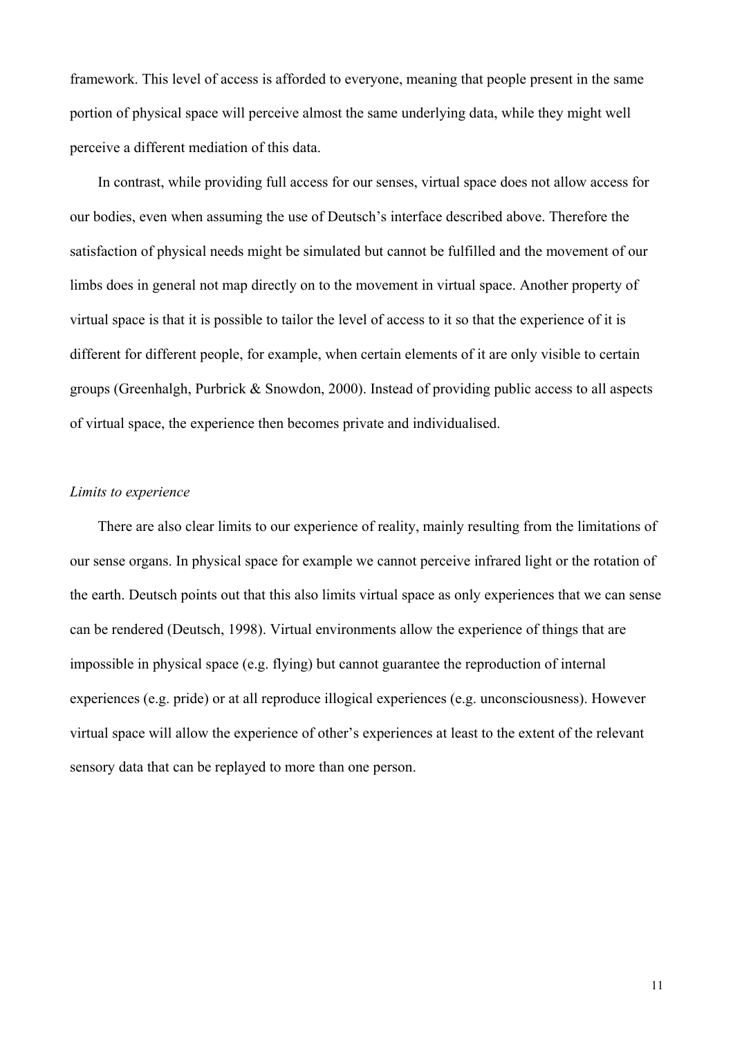framework. This level of access is afforded to everyone, meaning that people present in the same portion of physical space will perceive almost the same underlying data, while they might well perceive a different mediation of this data.

In contrast, while providing full access for our senses, virtual space does not allow access for our bodies, even when assuming the use of Deutsch's interface described above. Therefore the satisfaction of physical needs might be simulated but cannot be fulfilled and the movement of our limbs does in general not map directly on to the movement in virtual space. Another property of virtual space is that it is possible to tailor the level of access to it so that the experience of it is different for different people, for example, when certain elements of it are only visible to certain groups (Greenhalgh, Purbrick & Snowdon, 2000). Instead of providing public access to all aspects of virtual space, the experience then becomes private and individualised.

*Limits to experience*

There are also clear limits to our experience of reality, mainly resulting from the limitations of our sense organs. In physical space for example we cannot perceive infrared light or the rotation of the earth. Deutsch points out that this also limits virtual space as only experiences that we can sense can be rendered (Deutsch, 1998). Virtual environments allow the experience of things that are impossible in physical space (e.g. flying) but cannot guarantee the reproduction of internal experiences (e.g. pride) or at all reproduce illogical experiences (e.g. unconsciousness). However virtual space will allow the experience of other's experiences at least to the extent of the relevant sensory data that can be replayed to more than one person.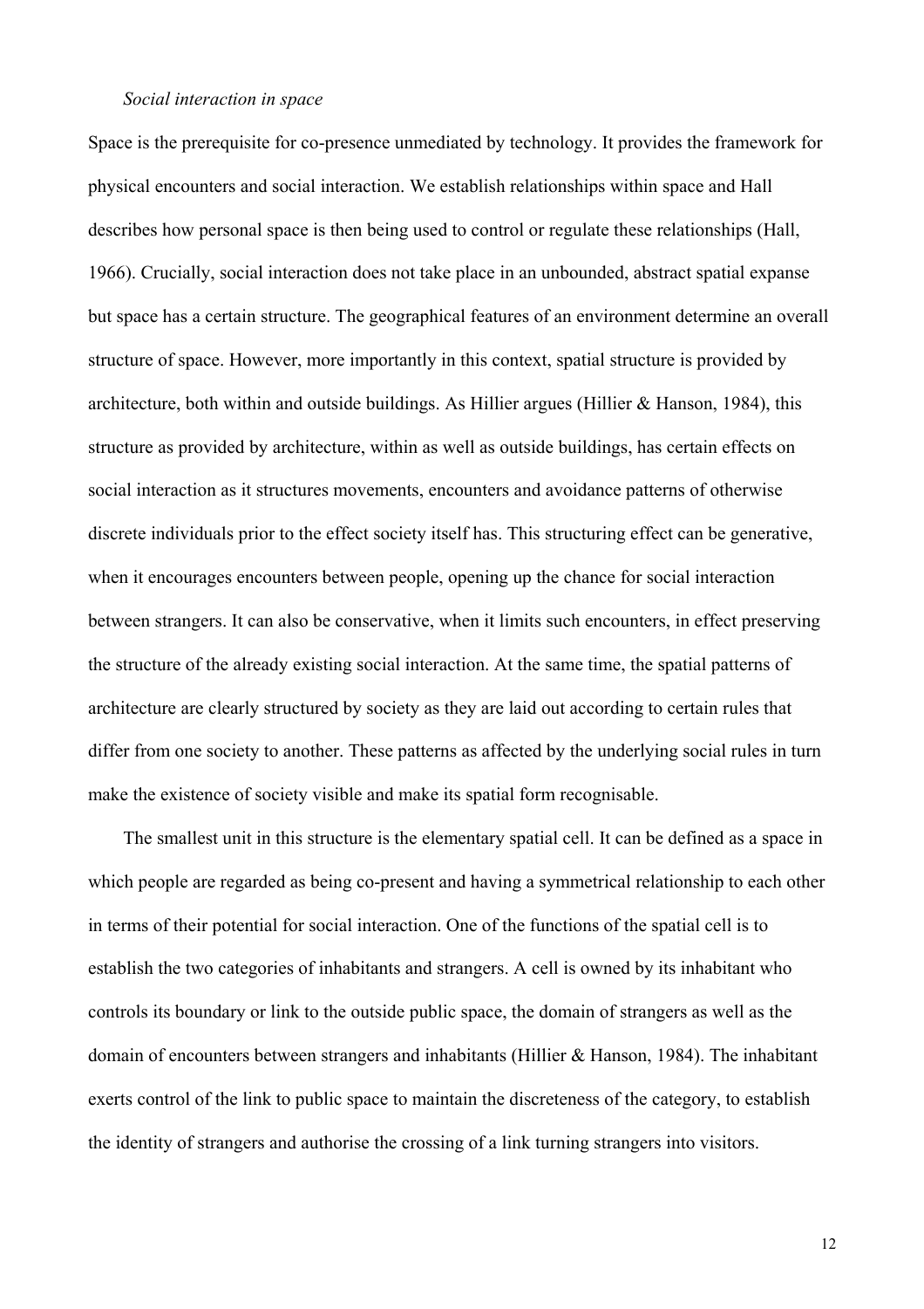*Social interaction in space*

Space is the prerequisite for co-presence unmediated by technology. It provides the framework for physical encounters and social interaction. We establish relationships within space and Hall describes how personal space is then being used to control or regulate these relationships (Hall, 1966). Crucially, social interaction does not take place in an unbounded, abstract spatial expanse but space has a certain structure. The geographical features of an environment determine an overall structure of space. However, more importantly in this context, spatial structure is provided by architecture, both within and outside buildings. As Hillier argues (Hillier & Hanson, 1984), this structure as provided by architecture, within as well as outside buildings, has certain effects on social interaction as it structures movements, encounters and avoidance patterns of otherwise discrete individuals prior to the effect society itself has. This structuring effect can be generative, when it encourages encounters between people, opening up the chance for social interaction between strangers. It can also be conservative, when it limits such encounters, in effect preserving the structure of the already existing social interaction. At the same time, the spatial patterns of architecture are clearly structured by society as they are laid out according to certain rules that differ from one society to another. These patterns as affected by the underlying social rules in turn make the existence of society visible and make its spatial form recognisable.

The smallest unit in this structure is the elementary spatial cell. It can be defined as a space in which people are regarded as being co-present and having a symmetrical relationship to each other in terms of their potential for social interaction. One of the functions of the spatial cell is to establish the two categories of inhabitants and strangers. A cell is owned by its inhabitant who controls its boundary or link to the outside public space, the domain of strangers as well as the domain of encounters between strangers and inhabitants (Hillier & Hanson, 1984). The inhabitant exerts control of the link to public space to maintain the discreteness of the category, to establish the identity of strangers and authorise the crossing of a link turning strangers into visitors.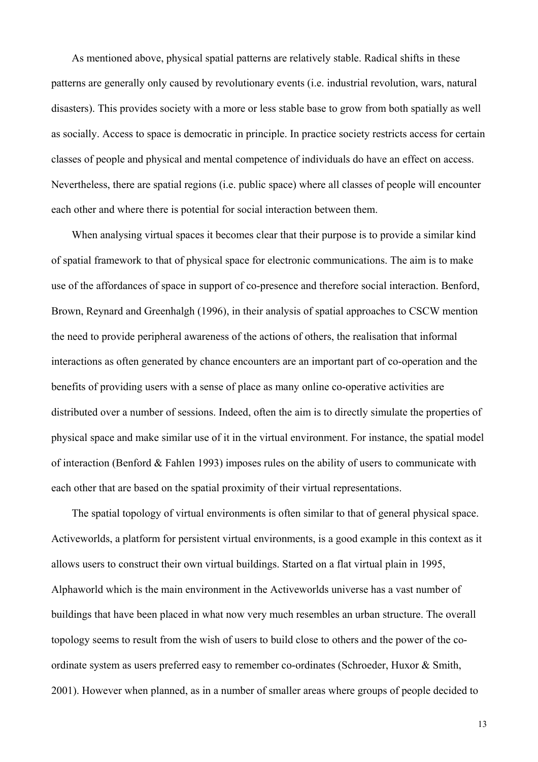As mentioned above, physical spatial patterns are relatively stable. Radical shifts in these patterns are generally only caused by revolutionary events (i.e. industrial revolution, wars, natural disasters). This provides society with a more or less stable base to grow from both spatially as well as socially. Access to space is democratic in principle. In practice society restricts access for certain classes of people and physical and mental competence of individuals do have an effect on access. Nevertheless, there are spatial regions (i.e. public space) where all classes of people will encounter each other and where there is potential for social interaction between them.

When analysing virtual spaces it becomes clear that their purpose is to provide a similar kind of spatial framework to that of physical space for electronic communications. The aim is to make use of the affordances of space in support of co-presence and therefore social interaction. Benford, Brown, Reynard and Greenhalgh (1996), in their analysis of spatial approaches to CSCW mention the need to provide peripheral awareness of the actions of others, the realisation that informal interactions as often generated by chance encounters are an important part of co-operation and the benefits of providing users with a sense of place as many online co-operative activities are distributed over a number of sessions. Indeed, often the aim is to directly simulate the properties of physical space and make similar use of it in the virtual environment. For instance, the spatial model of interaction (Benford & Fahlen 1993) imposes rules on the ability of users to communicate with each other that are based on the spatial proximity of their virtual representations.

The spatial topology of virtual environments is often similar to that of general physical space. Activeworlds, a platform for persistent virtual environments, is a good example in this context as it allows users to construct their own virtual buildings. Started on a flat virtual plain in 1995, Alphaworld which is the main environment in the Activeworlds universe has a vast number of buildings that have been placed in what now very much resembles an urban structure. The overall topology seems to result from the wish of users to build close to others and the power of the co-ordinate system as users preferred easy to remember co-ordinates (Schroeder, Huxor & Smith, 2001). However when planned, as in a number of smaller areas where groups of people decided to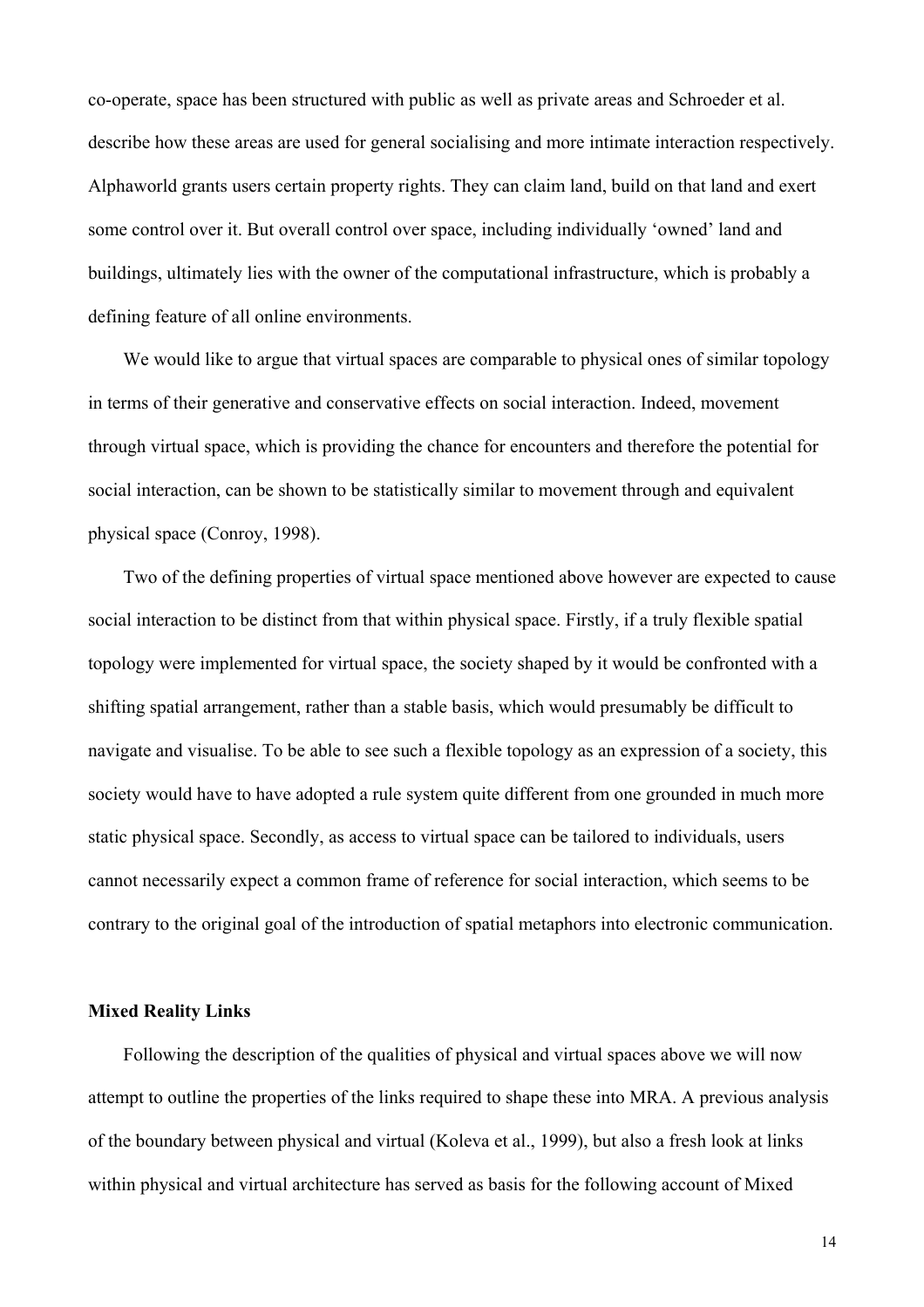co-operate, space has been structured with public as well as private areas and Schroeder et al. describe how these areas are used for general socialising and more intimate interaction respectively. Alphaworld grants users certain property rights. They can claim land, build on that land and exert some control over it. But overall control over space, including individually 'owned' land and buildings, ultimately lies with the owner of the computational infrastructure, which is probably a defining feature of all online environments.

We would like to argue that virtual spaces are comparable to physical ones of similar topology in terms of their generative and conservative effects on social interaction. Indeed, movement through virtual space, which is providing the chance for encounters and therefore the potential for social interaction, can be shown to be statistically similar to movement through and equivalent physical space (Conroy, 1998).

Two of the defining properties of virtual space mentioned above however are expected to cause social interaction to be distinct from that within physical space. Firstly, if a truly flexible spatial topology were implemented for virtual space, the society shaped by it would be confronted with a shifting spatial arrangement, rather than a stable basis, which would presumably be difficult to navigate and visualise. To be able to see such a flexible topology as an expression of a society, this society would have to have adopted a rule system quite different from one grounded in much more static physical space. Secondly, as access to virtual space can be tailored to individuals, users cannot necessarily expect a common frame of reference for social interaction, which seems to be contrary to the original goal of the introduction of spatial metaphors into electronic communication.

**Mixed Reality Links**

Following the description of the qualities of physical and virtual spaces above we will now attempt to outline the properties of the links required to shape these into MRA. A previous analysis of the boundary between physical and virtual (Koleva et al., 1999), but also a fresh look at links within physical and virtual architecture has served as basis for the following account of Mixed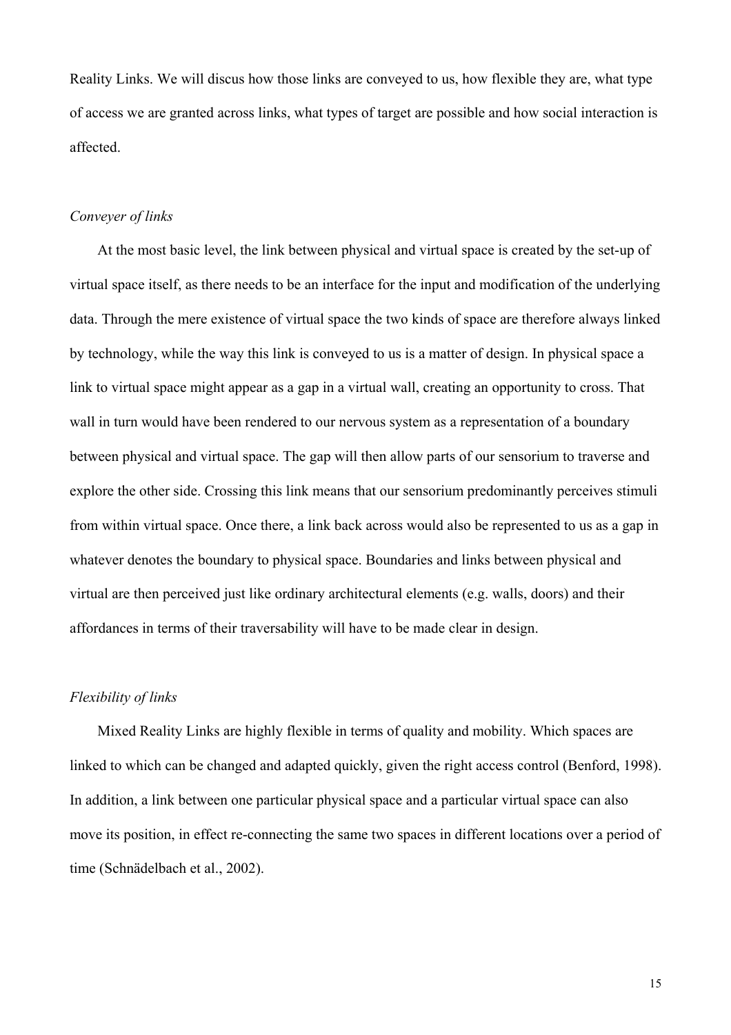Reality Links. We will discus how those links are conveyed to us, how flexible they are, what type of access we are granted across links, what types of target are possible and how social interaction is affected.

*Conveyer of links*

At the most basic level, the link between physical and virtual space is created by the set-up of virtual space itself, as there needs to be an interface for the input and modification of the underlying data. Through the mere existence of virtual space the two kinds of space are therefore always linked by technology, while the way this link is conveyed to us is a matter of design. In physical space a link to virtual space might appear as a gap in a virtual wall, creating an opportunity to cross. That wall in turn would have been rendered to our nervous system as a representation of a boundary between physical and virtual space. The gap will then allow parts of our sensorium to traverse and explore the other side. Crossing this link means that our sensorium predominantly perceives stimuli from within virtual space. Once there, a link back across would also be represented to us as a gap in whatever denotes the boundary to physical space. Boundaries and links between physical and virtual are then perceived just like ordinary architectural elements (e.g. walls, doors) and their affordances in terms of their traversability will have to be made clear in design.

*Flexibility of links*

Mixed Reality Links are highly flexible in terms of quality and mobility. Which spaces are linked to which can be changed and adapted quickly, given the right access control (Benford, 1998). In addition, a link between one particular physical space and a particular virtual space can also move its position, in effect re-connecting the same two spaces in different locations over a period of time (Schnädelbach et al., 2002).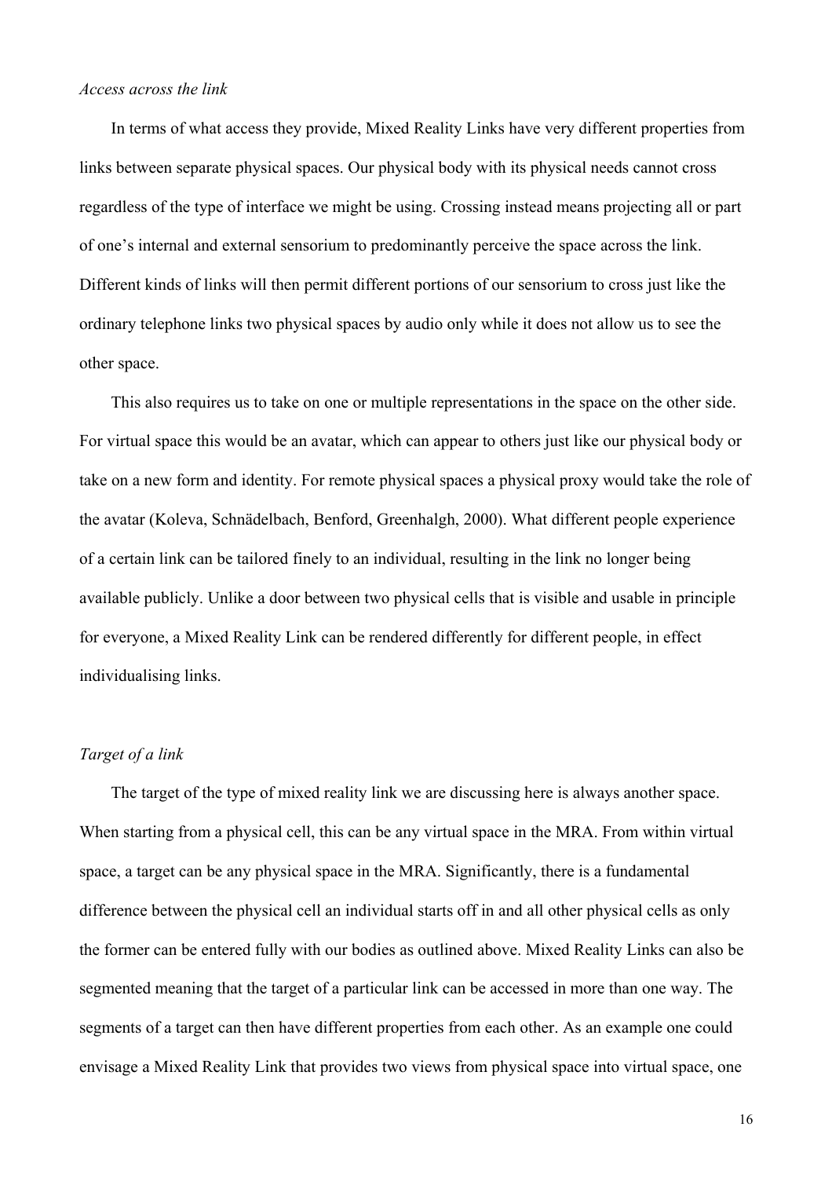*Access across the link*

In terms of what access they provide, Mixed Reality Links have very different properties from links between separate physical spaces. Our physical body with its physical needs cannot cross regardless of the type of interface we might be using. Crossing instead means projecting all or part of one's internal and external sensorium to predominantly perceive the space across the link. Different kinds of links will then permit different portions of our sensorium to cross just like the ordinary telephone links two physical spaces by audio only while it does not allow us to see the other space.

This also requires us to take on one or multiple representations in the space on the other side. For virtual space this would be an avatar, which can appear to others just like our physical body or take on a new form and identity. For remote physical spaces a physical proxy would take the role of the avatar (Koleva, Schnädelbach, Benford, Greenhalgh, 2000). What different people experience of a certain link can be tailored finely to an individual, resulting in the link no longer being available publicly. Unlike a door between two physical cells that is visible and usable in principle for everyone, a Mixed Reality Link can be rendered differently for different people, in effect individualising links.

*Target of a link*

The target of the type of mixed reality link we are discussing here is always another space. When starting from a physical cell, this can be any virtual space in the MRA. From within virtual space, a target can be any physical space in the MRA. Significantly, there is a fundamental difference between the physical cell an individual starts off in and all other physical cells as only the former can be entered fully with our bodies as outlined above. Mixed Reality Links can also be segmented meaning that the target of a particular link can be accessed in more than one way. The segments of a target can then have different properties from each other. As an example one could envisage a Mixed Reality Link that provides two views from physical space into virtual space, one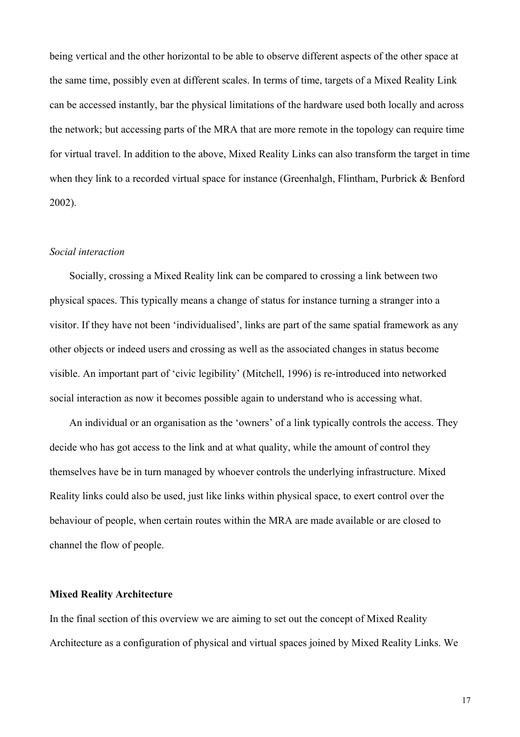being vertical and the other horizontal to be able to observe different aspects of the other space at the same time, possibly even at different scales. In terms of time, targets of a Mixed Reality Link can be accessed instantly, bar the physical limitations of the hardware used both locally and across the network; but accessing parts of the MRA that are more remote in the topology can require time for virtual travel. In addition to the above, Mixed Reality Links can also transform the target in time when they link to a recorded virtual space for instance (Greenhalgh, Flintham, Purbrick & Benford 2002).

*Social interaction*

Socially, crossing a Mixed Reality link can be compared to crossing a link between two physical spaces. This typically means a change of status for instance turning a stranger into a visitor. If they have not been 'individualised', links are part of the same spatial framework as any other objects or indeed users and crossing as well as the associated changes in status become visible. An important part of 'civic legibility' (Mitchell, 1996) is re-introduced into networked social interaction as now it becomes possible again to understand who is accessing what.

An individual or an organisation as the 'owners' of a link typically controls the access. They decide who has got access to the link and at what quality, while the amount of control they themselves have be in turn managed by whoever controls the underlying infrastructure. Mixed Reality links could also be used, just like links within physical space, to exert control over the behaviour of people, when certain routes within the MRA are made available or are closed to channel the flow of people.

**Mixed Reality Architecture**

In the final section of this overview we are aiming to set out the concept of Mixed Reality Architecture as a configuration of physical and virtual spaces joined by Mixed Reality Links. We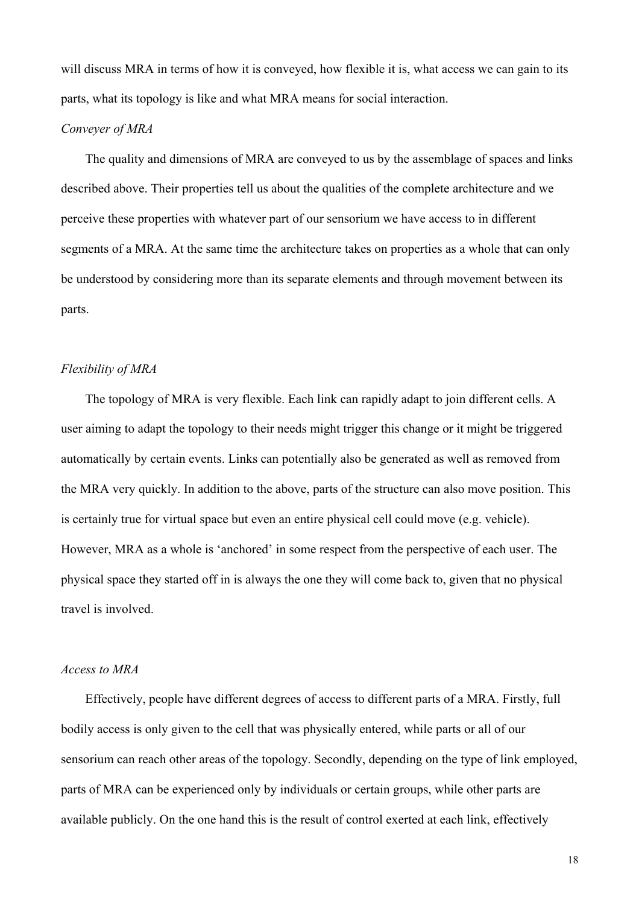will discuss MRA in terms of how it is conveyed, how flexible it is, what access we can gain to its parts, what its topology is like and what MRA means for social interaction.

*Conveyer of MRA*

The quality and dimensions of MRA are conveyed to us by the assemblage of spaces and links described above. Their properties tell us about the qualities of the complete architecture and we perceive these properties with whatever part of our sensorium we have access to in different segments of a MRA. At the same time the architecture takes on properties as a whole that can only be understood by considering more than its separate elements and through movement between its parts.

*Flexibility of MRA*

The topology of MRA is very flexible. Each link can rapidly adapt to join different cells. A user aiming to adapt the topology to their needs might trigger this change or it might be triggered automatically by certain events. Links can potentially also be generated as well as removed from the MRA very quickly. In addition to the above, parts of the structure can also move position. This is certainly true for virtual space but even an entire physical cell could move (e.g. vehicle). However, MRA as a whole is 'anchored' in some respect from the perspective of each user. The physical space they started off in is always the one they will come back to, given that no physical travel is involved.

*Access to MRA*

Effectively, people have different degrees of access to different parts of a MRA. Firstly, full bodily access is only given to the cell that was physically entered, while parts or all of our sensorium can reach other areas of the topology. Secondly, depending on the type of link employed, parts of MRA can be experienced only by individuals or certain groups, while other parts are available publicly. On the one hand this is the result of control exerted at each link, effectively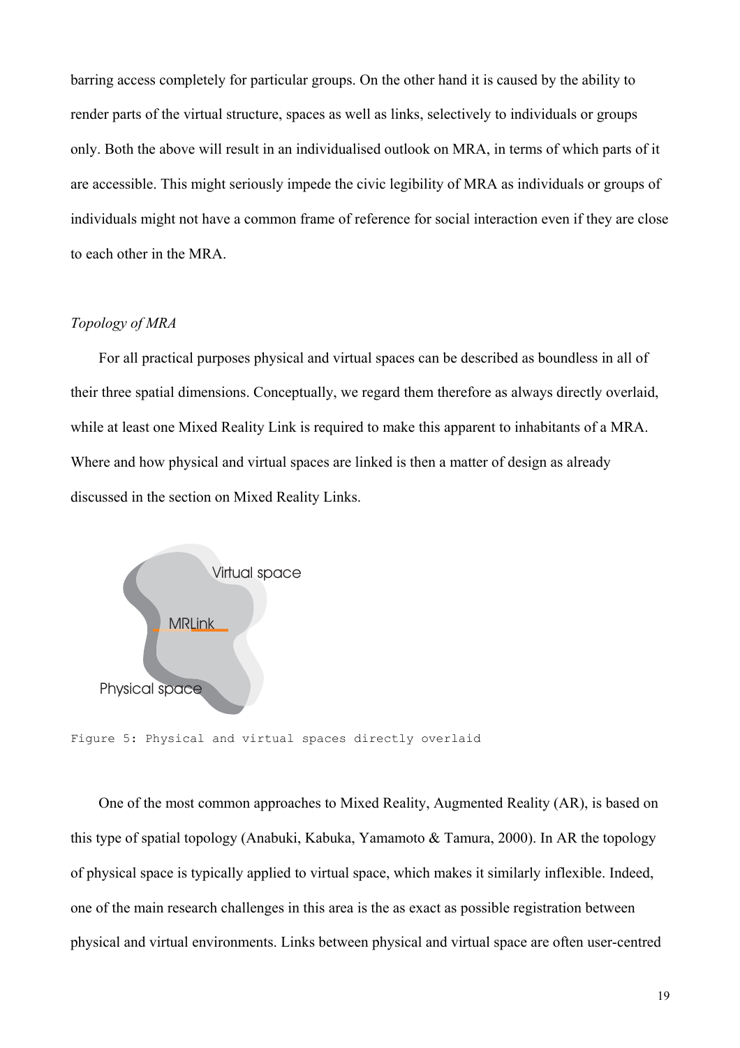barring access completely for particular groups. On the other hand it is caused by the ability to render parts of the virtual structure, spaces as well as links, selectively to individuals or groups only. Both the above will result in an individualised outlook on MRA, in terms of which parts of it are accessible. This might seriously impede the civic legibility of MRA as individuals or groups of individuals might not have a common frame of reference for social interaction even if they are close to each other in the MRA.

### *Topology of MRA*

For all practical purposes physical and virtual spaces can be described as boundless in all of their three spatial dimensions. Conceptually, we regard them therefore as always directly overlaid, while at least one Mixed Reality Link is required to make this apparent to inhabitants of a MRA. Where and how physical and virtual spaces are linked is then a matter of design as already discussed in the section on Mixed Reality Links.

Virtual space

MRLink

Physical space

Figure 5: Physical and virtual spaces directly overlaid

One of the most common approaches to Mixed Reality, Augmented Reality (AR), is based on this type of spatial topology (Anabuki, Kabuka, Yamamoto & Tamura, 2000). In AR the topology of physical space is typically applied to virtual space, which makes it similarly inflexible. Indeed, one of the main research challenges in this area is the as exact as possible registration between physical and virtual environments. Links between physical and virtual space are often user-centred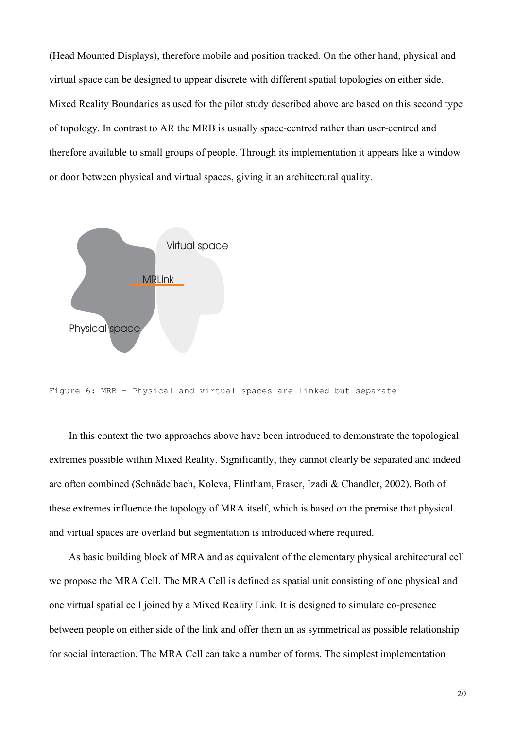(Head Mounted Displays), therefore mobile and position tracked. On the other hand, physical and virtual space can be designed to appear discrete with different spatial topologies on either side. Mixed Reality Boundaries as used for the pilot study described above are based on this second type of topology. In contrast to AR the MRB is usually space-centred rather than user-centred and therefore available to small groups of people. Through its implementation it appears like a window or door between physical and virtual spaces, giving it an architectural quality.

Figure 6: MRB - Physical and virtual spaces are linked but separate

In this context the two approaches above have been introduced to demonstrate the topological extremes possible within Mixed Reality. Significantly, they cannot clearly be separated and indeed are often combined (Schnädelbach, Koleva, Flintham, Fraser, Izadi & Chandler, 2002). Both of these extremes influence the topology of MRA itself, which is based on the premise that physical and virtual spaces are overlaid but segmentation is introduced where required.

As basic building block of MRA and as equivalent of the elementary physical architectural cell we propose the MRA Cell. The MRA Cell is defined as spatial unit consisting of one physical and one virtual spatial cell joined by a Mixed Reality Link. It is designed to simulate co-presence between people on either side of the link and offer them an as symmetrical as possible relationship for social interaction. The MRA Cell can take a number of forms. The simplest implementation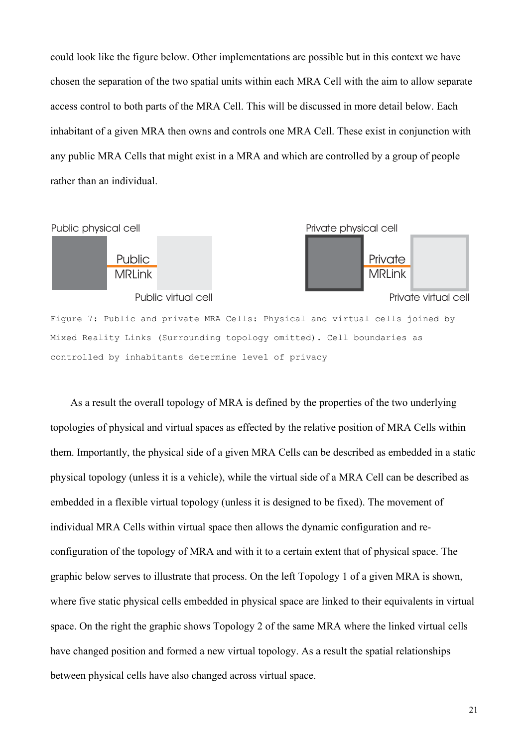could look like the figure below. Other implementations are possible but in this context we have chosen the separation of the two spatial units within each MRA Cell with the aim to allow separate access control to both parts of the MRA Cell. This will be discussed in more detail below. Each inhabitant of a given MRA then owns and controls one MRA Cell. These exist in conjunction with any public MRA Cells that might exist in a MRA and which are controlled by a group of people rather than an individual.

Public physical cell

Public MRLink

Public virtual cell

Private physical cell

Private MRLink

Private virtual cell

Figure 7: Public and private MRA Cells: Physical and virtual cells joined by Mixed Reality Links (Surrounding topology omitted). Cell boundaries as controlled by inhabitants determine level of privacy

As a result the overall topology of MRA is defined by the properties of the two underlying topologies of physical and virtual spaces as effected by the relative position of MRA Cells within them. Importantly, the physical side of a given MRA Cells can be described as embedded in a static physical topology (unless it is a vehicle), while the virtual side of a MRA Cell can be described as embedded in a flexible virtual topology (unless it is designed to be fixed). The movement of individual MRA Cells within virtual space then allows the dynamic configuration and re-configuration of the topology of MRA and with it to a certain extent that of physical space. The graphic below serves to illustrate that process. On the left Topology 1 of a given MRA is shown, where five static physical cells embedded in physical space are linked to their equivalents in virtual space. On the right the graphic shows Topology 2 of the same MRA where the linked virtual cells have changed position and formed a new virtual topology. As a result the spatial relationships between physical cells have also changed across virtual space.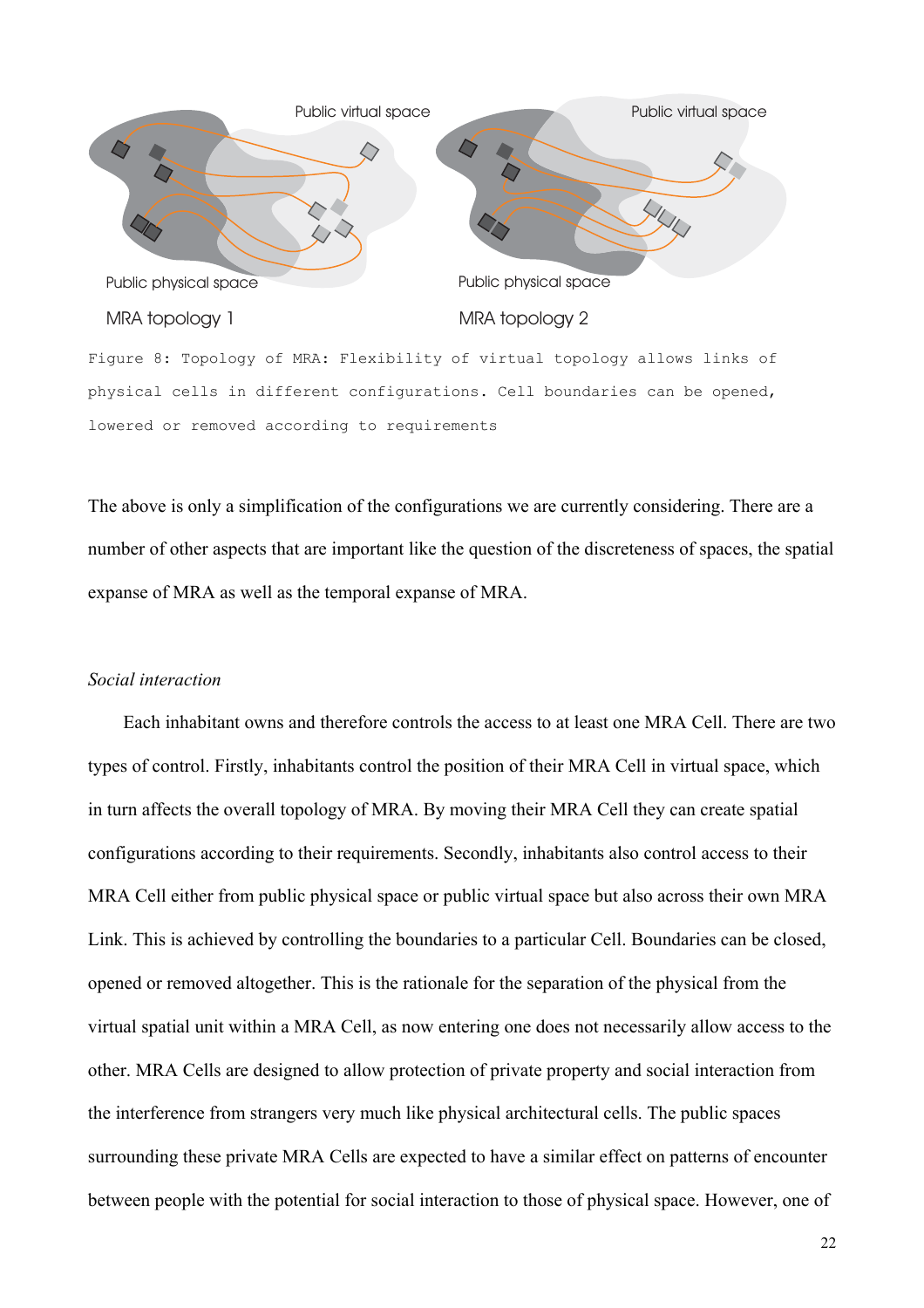Figure 8: Topology of MRA: Flexibility of virtual topology allows links of physical cells in different configurations. Cell boundaries can be opened, lowered or removed according to requirements

The above is only a simplification of the configurations we are currently considering. There are a number of other aspects that are important like the question of the discreteness of spaces, the spatial expanse of MRA as well as the temporal expanse of MRA.

*Social interaction*

Each inhabitant owns and therefore controls the access to at least one MRA Cell. There are two types of control. Firstly, inhabitants control the position of their MRA Cell in virtual space, which in turn affects the overall topology of MRA. By moving their MRA Cell they can create spatial configurations according to their requirements. Secondly, inhabitants also control access to their MRA Cell either from public physical space or public virtual space but also across their own MRA Link. This is achieved by controlling the boundaries to a particular Cell. Boundaries can be closed, opened or removed altogether. This is the rationale for the separation of the physical from the virtual spatial unit within a MRA Cell, as now entering one does not necessarily allow access to the other. MRA Cells are designed to allow protection of private property and social interaction from the interference from strangers very much like physical architectural cells. The public spaces surrounding these private MRA Cells are expected to have a similar effect on patterns of encounter between people with the potential for social interaction to those of physical space. However, one of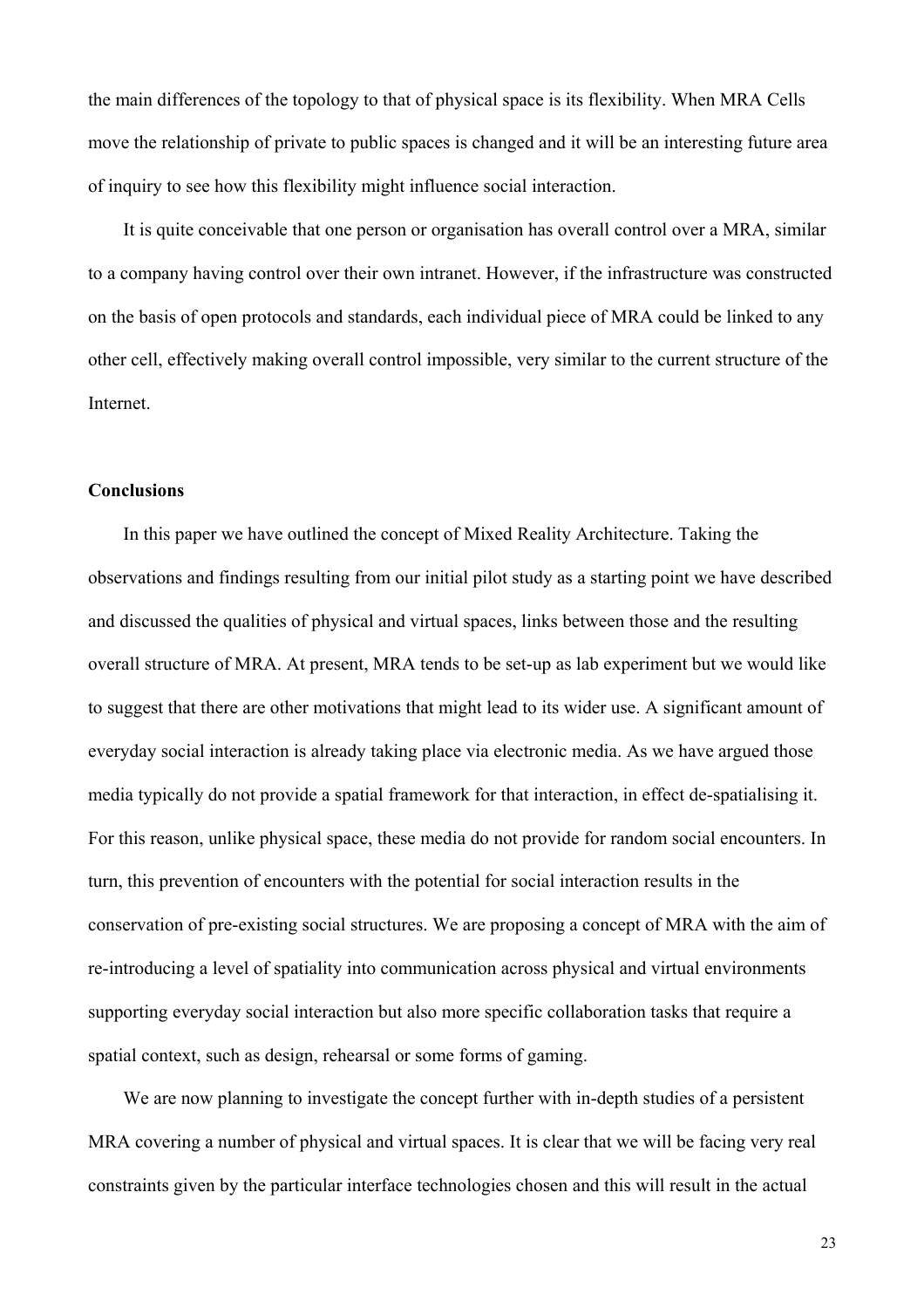the main differences of the topology to that of physical space is its flexibility. When MRA Cells move the relationship of private to public spaces is changed and it will be an interesting future area of inquiry to see how this flexibility might influence social interaction.

It is quite conceivable that one person or organisation has overall control over a MRA, similar to a company having control over their own intranet. However, if the infrastructure was constructed on the basis of open protocols and standards, each individual piece of MRA could be linked to any other cell, effectively making overall control impossible, very similar to the current structure of the Internet.

**Conclusions**

In this paper we have outlined the concept of Mixed Reality Architecture. Taking the observations and findings resulting from our initial pilot study as a starting point we have described and discussed the qualities of physical and virtual spaces, links between those and the resulting overall structure of MRA. At present, MRA tends to be set-up as lab experiment but we would like to suggest that there are other motivations that might lead to its wider use. A significant amount of everyday social interaction is already taking place via electronic media. As we have argued those media typically do not provide a spatial framework for that interaction, in effect de-spatialising it. For this reason, unlike physical space, these media do not provide for random social encounters. In turn, this prevention of encounters with the potential for social interaction results in the conservation of pre-existing social structures. We are proposing a concept of MRA with the aim of re-introducing a level of spatiality into communication across physical and virtual environments supporting everyday social interaction but also more specific collaboration tasks that require a spatial context, such as design, rehearsal or some forms of gaming.

We are now planning to investigate the concept further with in-depth studies of a persistent MRA covering a number of physical and virtual spaces. It is clear that we will be facing very real constraints given by the particular interface technologies chosen and this will result in the actual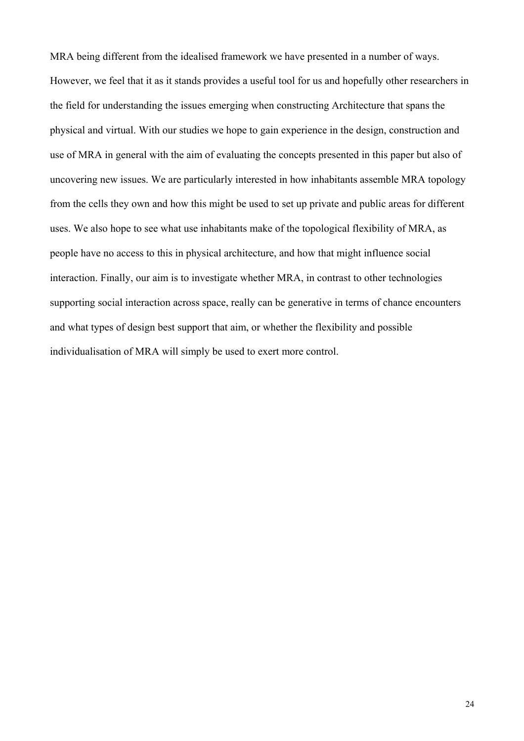MRA being different from the idealised framework we have presented in a number of ways. However, we feel that it as it stands provides a useful tool for us and hopefully other researchers in the field for understanding the issues emerging when constructing Architecture that spans the physical and virtual. With our studies we hope to gain experience in the design, construction and use of MRA in general with the aim of evaluating the concepts presented in this paper but also of uncovering new issues. We are particularly interested in how inhabitants assemble MRA topology from the cells they own and how this might be used to set up private and public areas for different uses. We also hope to see what use inhabitants make of the topological flexibility of MRA, as people have no access to this in physical architecture, and how that might influence social interaction. Finally, our aim is to investigate whether MRA, in contrast to other technologies supporting social interaction across space, really can be generative in terms of chance encounters and what types of design best support that aim, or whether the flexibility and possible individualisation of MRA will simply be used to exert more control.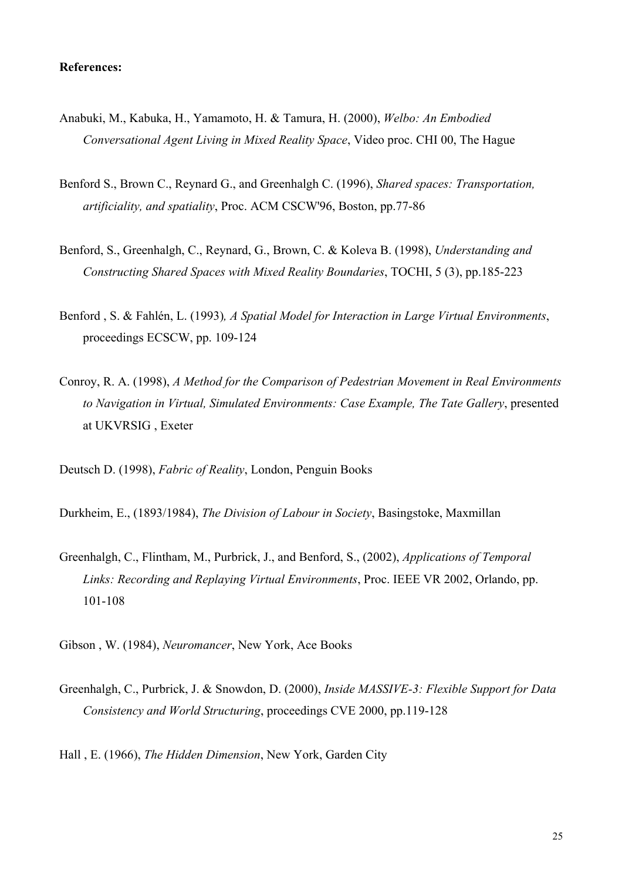**References:**

Anabuki, M., Kabuka, H., Yamamoto, H. & Tamura, H. (2000), *Welbo: An Embodied Conversational Agent Living in Mixed Reality Space*, Video proc. CHI 00, The Hague

Benford S., Brown C., Reynard G., and Greenhalgh C. (1996), *Shared spaces: Transportation, artificiality, and spatiality*, Proc. ACM CSCW'96, Boston, pp.77-86

Benford, S., Greenhalgh, C., Reynard, G., Brown, C. & Koleva B. (1998), *Understanding and Constructing Shared Spaces with Mixed Reality Boundaries*, TOCHI, 5 (3), pp.185-223

Benford , S. & Fahlén, L. (1993)*, A Spatial Model for Interaction in Large Virtual Environments*, proceedings ECSCW, pp. 109-124

Conroy, R. A. (1998), *A Method for the Comparison of Pedestrian Movement in Real Environments to Navigation in Virtual, Simulated Environments: Case Example, The Tate Gallery*, presented at UKVRSIG , Exeter

Deutsch D. (1998), *Fabric of Reality*, London, Penguin Books

Durkheim, E., (1893/1984), *The Division of Labour in Society*, Basingstoke, Maxmillan

Greenhalgh, C., Flintham, M., Purbrick, J., and Benford, S., (2002), *Applications of Temporal Links: Recording and Replaying Virtual Environments*, Proc. IEEE VR 2002, Orlando, pp. 101-108

Gibson , W. (1984), *Neuromancer*, New York, Ace Books

Greenhalgh, C., Purbrick, J. & Snowdon, D. (2000), *Inside MASSIVE-3: Flexible Support for Data Consistency and World Structuring*, proceedings CVE 2000, pp.119-128

Hall , E. (1966), *The Hidden Dimension*, New York, Garden City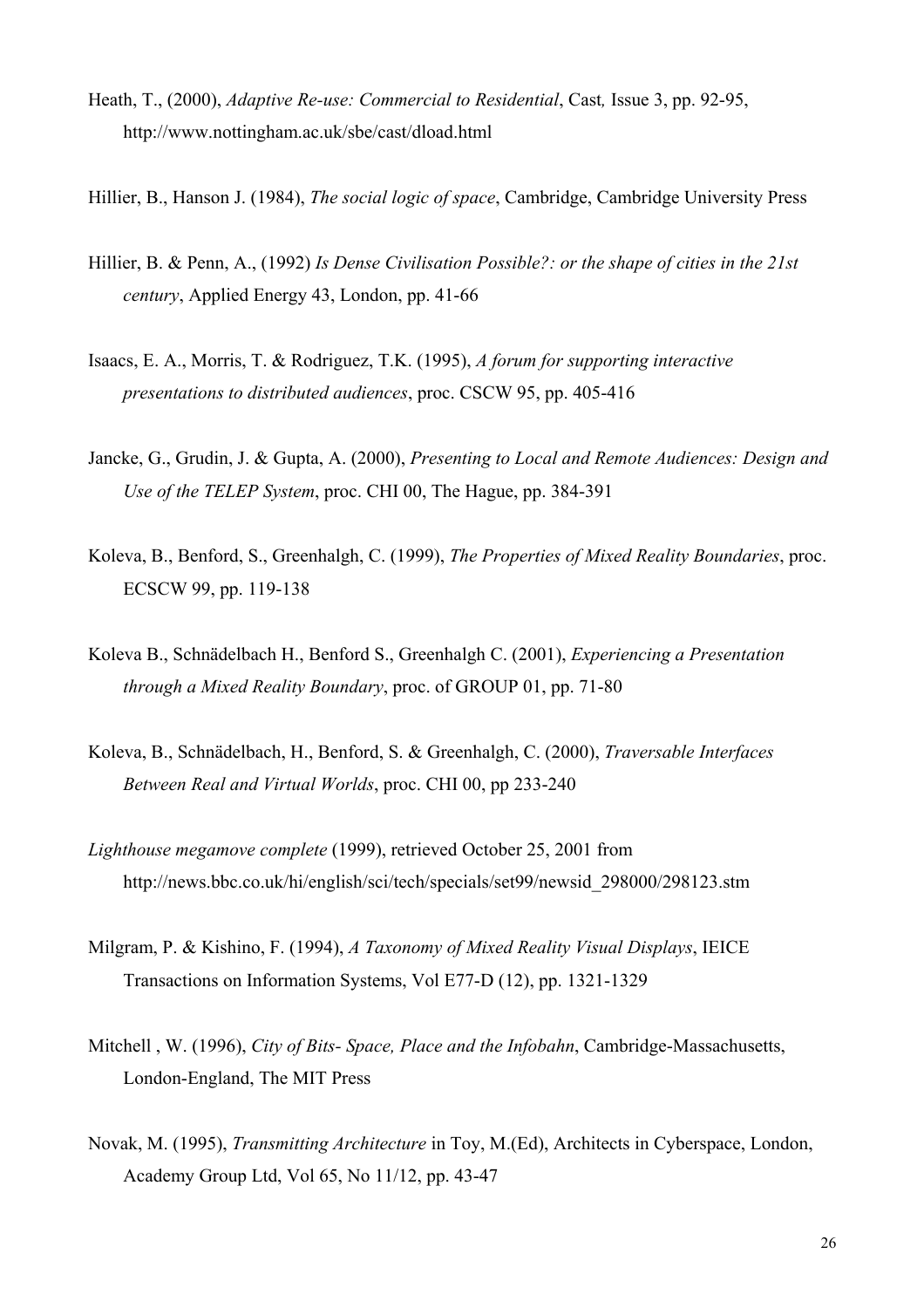Heath, T., (2000), *Adaptive Re-use: Commercial to Residential*, Cast*,* Issue 3, pp. 92-95, http://www.nottingham.ac.uk/sbe/cast/dload.html

Hillier, B., Hanson J. (1984), *The social logic of space*, Cambridge, Cambridge University Press

Hillier, B. & Penn, A., (1992) *Is Dense Civilisation Possible?: or the shape of cities in the 21st century*, Applied Energy 43, London, pp. 41-66

Isaacs, E. A., Morris, T. & Rodriguez, T.K. (1995), *A forum for supporting interactive presentations to distributed audiences*, proc. CSCW 95, pp. 405-416

Jancke, G., Grudin, J. & Gupta, A. (2000), *Presenting to Local and Remote Audiences: Design and Use of the TELEP System*, proc. CHI 00, The Hague, pp. 384-391

Koleva, B., Benford, S., Greenhalgh, C. (1999), *The Properties of Mixed Reality Boundaries*, proc. ECSCW 99, pp. 119-138

Koleva B., Schnädelbach H., Benford S., Greenhalgh C. (2001), *Experiencing a Presentation through a Mixed Reality Boundary*, proc. of GROUP 01, pp. 71-80

Koleva, B., Schnädelbach, H., Benford, S. & Greenhalgh, C. (2000), *Traversable Interfaces Between Real and Virtual Worlds*, proc. CHI 00, pp 233-240

*Lighthouse megamove complete* (1999), retrieved October 25, 2001 from http://news.bbc.co.uk/hi/english/sci/tech/specials/set99/newsid_298000/298123.stm

Milgram, P. & Kishino, F. (1994), *A Taxonomy of Mixed Reality Visual Displays*, IEICE Transactions on Information Systems, Vol E77-D (12), pp. 1321-1329

Mitchell , W. (1996), *City of Bits- Space, Place and the Infobahn*, Cambridge-Massachusetts, London-England, The MIT Press

Novak, M. (1995), *Transmitting Architecture* in Toy, M.(Ed), Architects in Cyberspace, London, Academy Group Ltd, Vol 65, No 11/12, pp. 43-47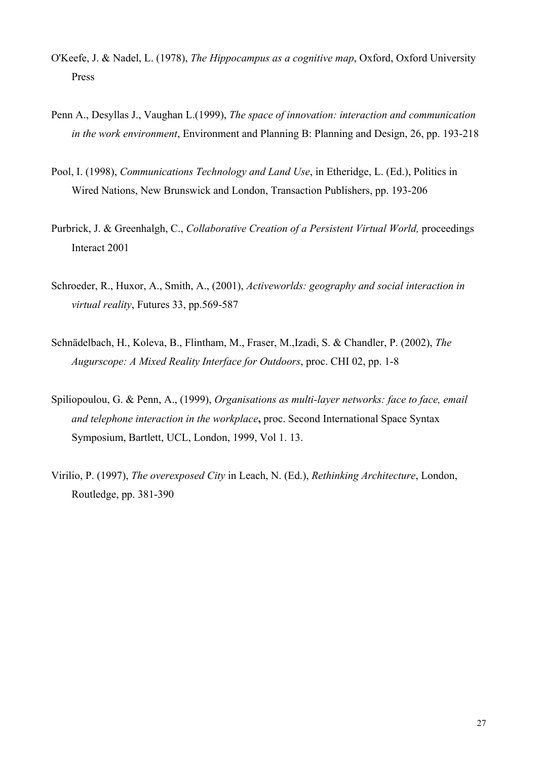O'Keefe, J. & Nadel, L. (1978), *The Hippocampus as a cognitive map*, Oxford, Oxford University Press

Penn A., Desyllas J., Vaughan L.(1999), *The space of innovation: interaction and communication in the work environment*, Environment and Planning B: Planning and Design, 26, pp. 193-218

Pool, I. (1998), *Communications Technology and Land Use*, in Etheridge, L. (Ed.), Politics in Wired Nations, New Brunswick and London, Transaction Publishers, pp. 193-206

Purbrick, J. & Greenhalgh, C., *Collaborative Creation of a Persistent Virtual World,* proceedings Interact 2001

Schroeder, R., Huxor, A., Smith, A., (2001), *Activeworlds: geography and social interaction in virtual reality*, Futures 33, pp.569-587

Schnädelbach, H., Koleva, B., Flintham, M., Fraser, M.,Izadi, S. & Chandler, P. (2002), *The Augurscope: A Mixed Reality Interface for Outdoors*, proc. CHI 02, pp. 1-8

Spiliopoulou, G. & Penn, A., (1999), *Organisations as multi-layer networks: face to face, email and telephone interaction in the workplace***,** proc. Second International Space Syntax Symposium, Bartlett, UCL, London, 1999, Vol 1. 13.

Virilio, P. (1997), *The overexposed City* in Leach, N. (Ed.), *Rethinking Architecture*, London, Routledge, pp. 381-390